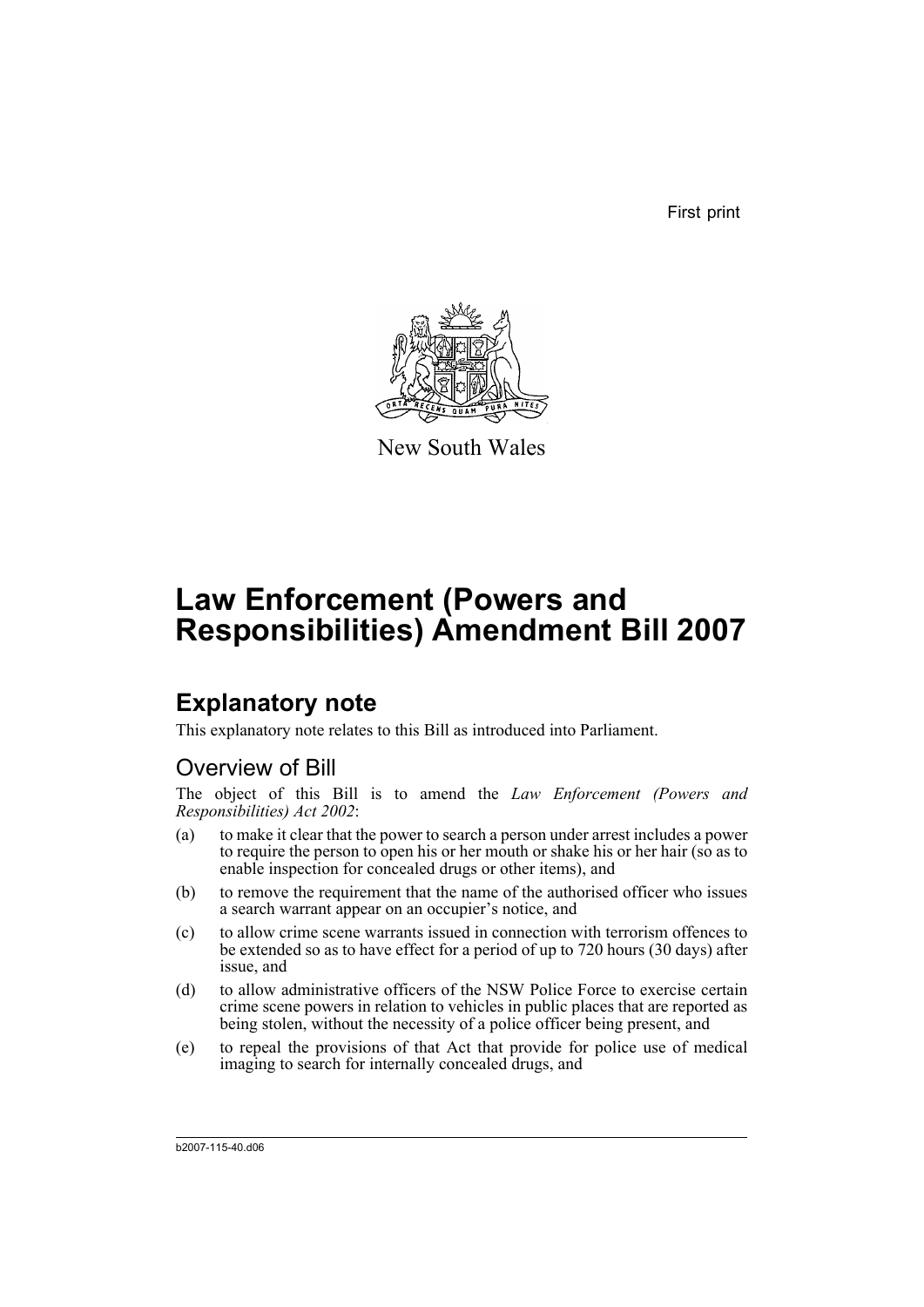First print

New South Wales

# Law Enforcement (Powers and Responsibilities) Amendment Bill 2007

## Explanatory note

This explanatory note relates to this Bill as introduced into Parliament.

### Overview of Bill

The object of this Bill is to amend the *Law Enforcement (Powers and Responsibilities) Act 2002*:

(a) to make it clear that the power to search a person under arrest includes a power to require the person to open his or her mouth or shake his or her hair (so as to enable inspection for concealed drugs or other items), and

(b) to remove the requirement that the name of the authorised officer who issues a search warrant appear on an occupier's notice, and

(c) to allow crime scene warrants issued in connection with terrorism offences to be extended so as to have effect for a period of up to 720 hours (30 days) after issue, and

(d) to allow administrative officers of the NSW Police Force to exercise certain crime scene powers in relation to vehicles in public places that are reported as being stolen, without the necessity of a police officer being present, and

(e) to repeal the provisions of that Act that provide for police use of medical imaging to search for internally concealed drugs, and

b2007-115-40.d06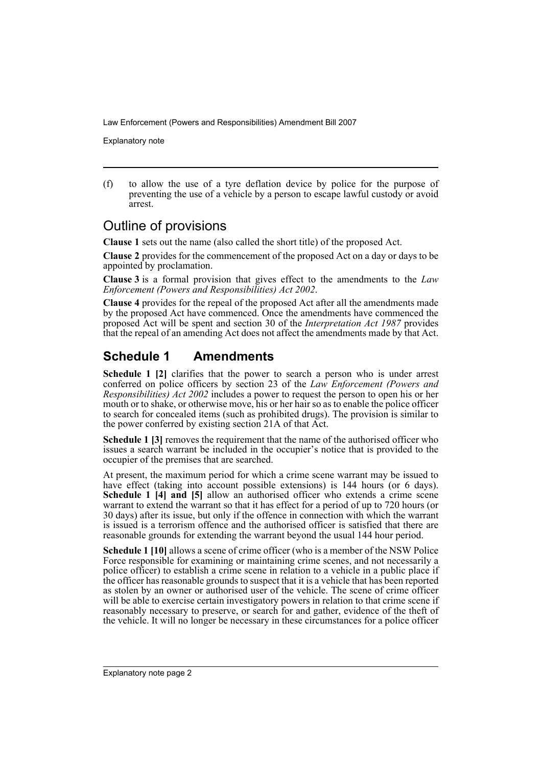(f) to allow the use of a tyre deflation device by police for the purpose of preventing the use of a vehicle by a person to escape lawful custody or avoid arrest.

## Outline of provisions

**Clause 1** sets out the name (also called the short title) of the proposed Act.

**Clause 2** provides for the commencement of the proposed Act on a day or days to be appointed by proclamation.

**Clause 3** is a formal provision that gives effect to the amendments to the *Law Enforcement (Powers and Responsibilities) Act 2002*.

**Clause 4** provides for the repeal of the proposed Act after all the amendments made by the proposed Act have commenced. Once the amendments have commenced the proposed Act will be spent and section 30 of the *Interpretation Act 1987* provides that the repeal of an amending Act does not affect the amendments made by that Act.

## Schedule 1 Amendments

**Schedule 1 [2]** clarifies that the power to search a person who is under arrest conferred on police officers by section 23 of the *Law Enforcement (Powers and Responsibilities) Act 2002* includes a power to request the person to open his or her mouth or to shake, or otherwise move, his or her hair so as to enable the police officer to search for concealed items (such as prohibited drugs). The provision is similar to the power conferred by existing section 21A of that Act.

**Schedule 1 [3]** removes the requirement that the name of the authorised officer who issues a search warrant be included in the occupier's notice that is provided to the occupier of the premises that are searched.

At present, the maximum period for which a crime scene warrant may be issued to have effect (taking into account possible extensions) is 144 hours (or 6 days). **Schedule 1 [4] and [5]** allow an authorised officer who extends a crime scene warrant to extend the warrant so that it has effect for a period of up to 720 hours (or 30 days) after its issue, but only if the offence in connection with which the warrant is issued is a terrorism offence and the authorised officer is satisfied that there are reasonable grounds for extending the warrant beyond the usual 144 hour period.

**Schedule 1 [10]** allows a scene of crime officer (who is a member of the NSW Police Force responsible for examining or maintaining crime scenes, and not necessarily a police officer) to establish a crime scene in relation to a vehicle in a public place if the officer has reasonable grounds to suspect that it is a vehicle that has been reported as stolen by an owner or authorised user of the vehicle. The scene of crime officer will be able to exercise certain investigatory powers in relation to that crime scene if reasonably necessary to preserve, or search for and gather, evidence of the theft of the vehicle. It will no longer be necessary in these circumstances for a police officer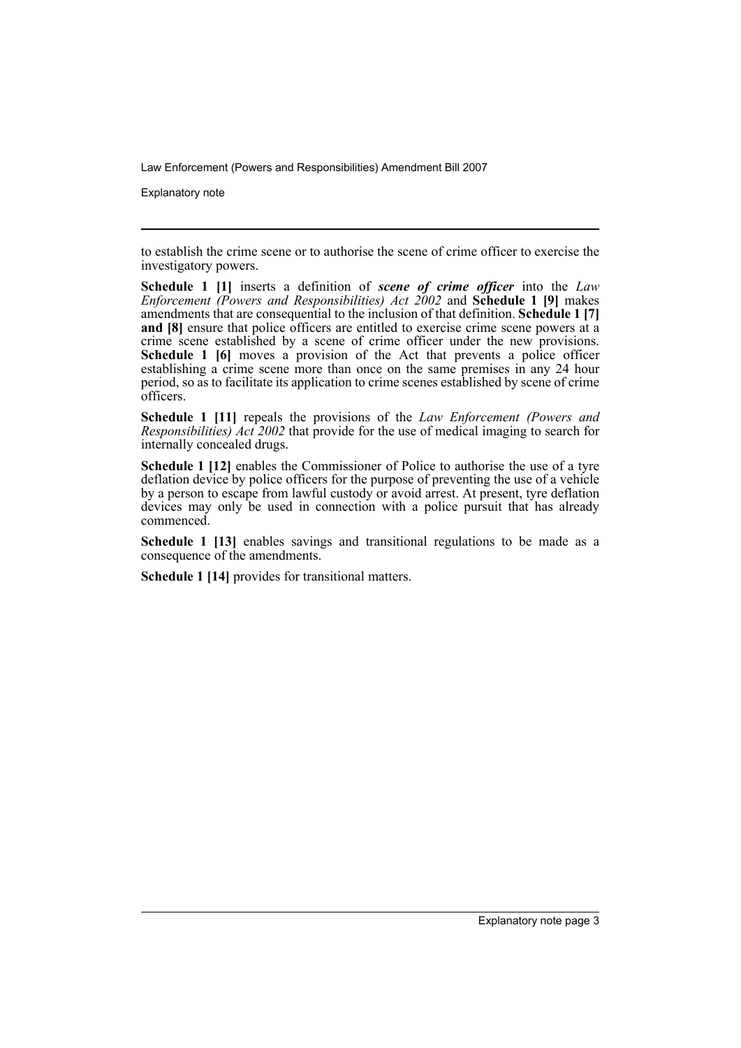to establish the crime scene or to authorise the scene of crime officer to exercise the investigatory powers.

**Schedule 1 [1]** inserts a definition of ***scene of crime officer*** into the *Law Enforcement (Powers and Responsibilities) Act 2002* and **Schedule 1 [9]** makes amendments that are consequential to the inclusion of that definition. **Schedule 1 [7] and [8]** ensure that police officers are entitled to exercise crime scene powers at a crime scene established by a scene of crime officer under the new provisions. **Schedule 1 [6]** moves a provision of the Act that prevents a police officer establishing a crime scene more than once on the same premises in any 24 hour period, so as to facilitate its application to crime scenes established by scene of crime officers.

**Schedule 1 [11]** repeals the provisions of the *Law Enforcement (Powers and Responsibilities) Act 2002* that provide for the use of medical imaging to search for internally concealed drugs.

**Schedule 1 [12]** enables the Commissioner of Police to authorise the use of a tyre deflation device by police officers for the purpose of preventing the use of a vehicle by a person to escape from lawful custody or avoid arrest. At present, tyre deflation devices may only be used in connection with a police pursuit that has already commenced.

**Schedule 1 [13]** enables savings and transitional regulations to be made as a consequence of the amendments.

**Schedule 1 [14]** provides for transitional matters.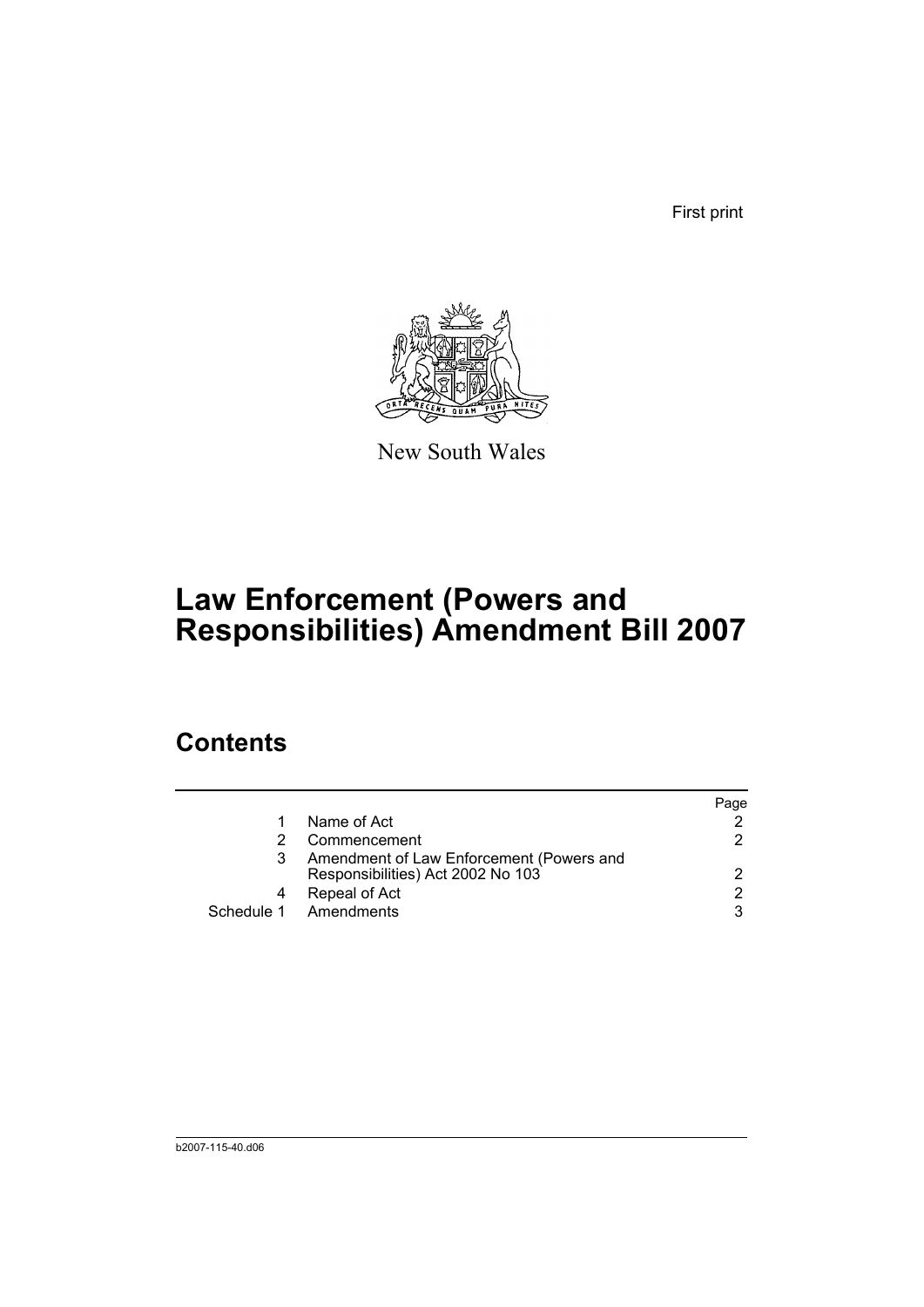First print

New South Wales

# Law Enforcement (Powers and Responsibilities) Amendment Bill 2007

## Contents

| | | Page |
|---|---|---|
| 1 | Name of Act | 2 |
| 2 | Commencement | 2 |
| 3 | Amendment of Law Enforcement (Powers and Responsibilities) Act 2002 No 103 | 2 |
| 4 | Repeal of Act | 2 |
| Schedule 1 | Amendments | 3 |

b2007-115-40.d06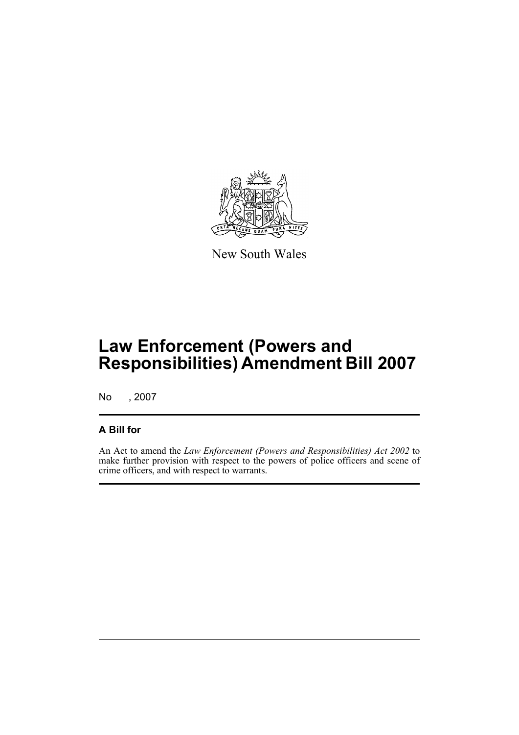New South Wales

# Law Enforcement (Powers and Responsibilities) Amendment Bill 2007

No , 2007

## A Bill for

An Act to amend the *Law Enforcement (Powers and Responsibilities) Act 2002* to make further provision with respect to the powers of police officers and scene of crime officers, and with respect to warrants.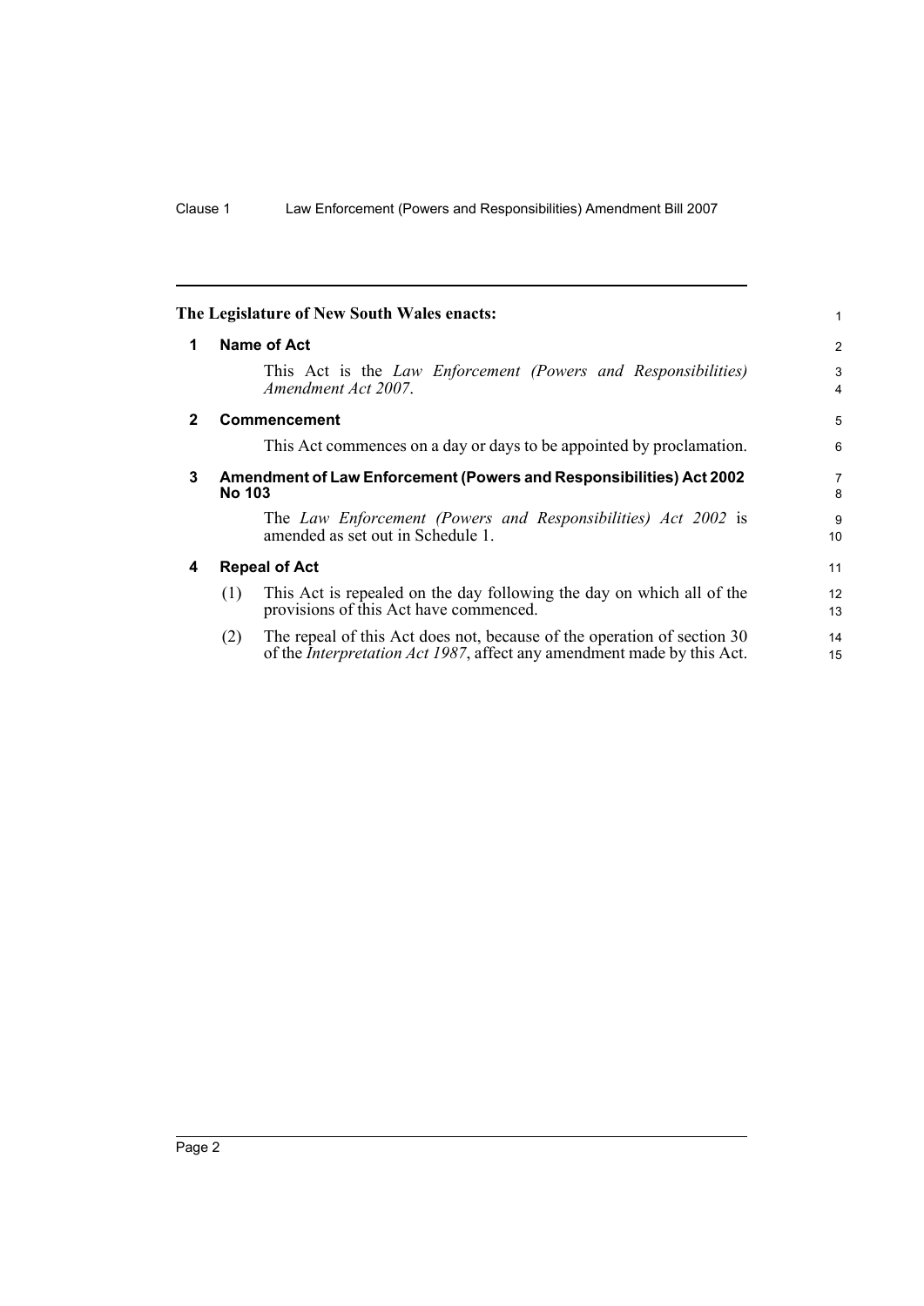**The Legislature of New South Wales enacts:**

## 1 Name of Act

This Act is the *Law Enforcement (Powers and Responsibilities) Amendment Act 2007*.

## 2 Commencement

This Act commences on a day or days to be appointed by proclamation.

## 3 Amendment of Law Enforcement (Powers and Responsibilities) Act 2002 No 103

The *Law Enforcement (Powers and Responsibilities) Act 2002* is amended as set out in Schedule 1.

## 4 Repeal of Act

(1) This Act is repealed on the day following the day on which all of the provisions of this Act have commenced.

(2) The repeal of this Act does not, because of the operation of section 30 of the *Interpretation Act 1987*, affect any amendment made by this Act.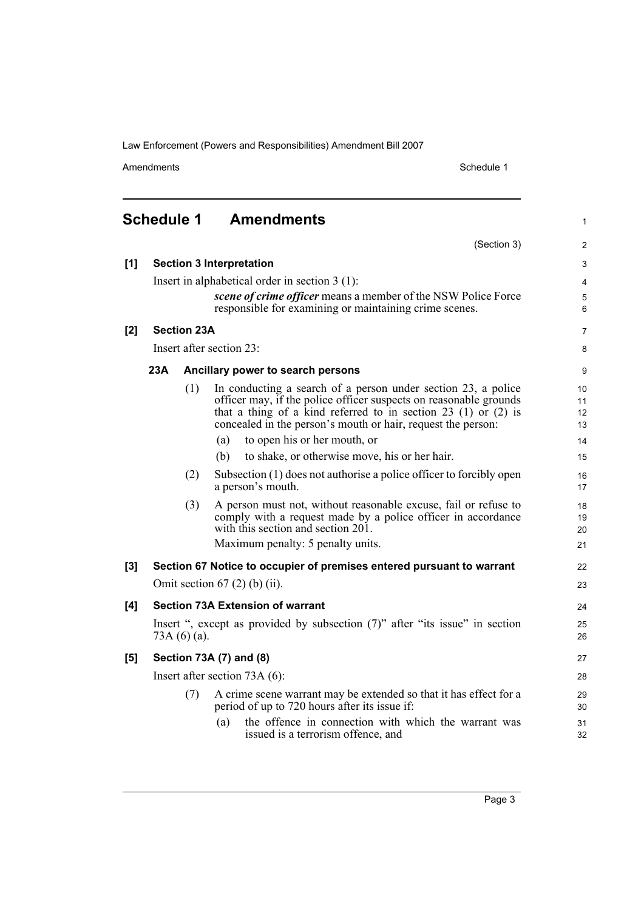## Schedule 1 Amendments

(Section 3)

**[1] Section 3 Interpretation**

Insert in alphabetical order in section 3 (1):

> ***scene of crime officer*** means a member of the NSW Police Force responsible for examining or maintaining crime scenes.

**[2] Section 23A**

Insert after section 23:

**23A Ancillary power to search persons**

(1) In conducting a search of a person under section 23, a police officer may, if the police officer suspects on reasonable grounds that a thing of a kind referred to in section 23 (1) or (2) is concealed in the person's mouth or hair, request the person:

- (a) to open his or her mouth, or
- (b) to shake, or otherwise move, his or her hair.

(2) Subsection (1) does not authorise a police officer to forcibly open a person's mouth.

(3) A person must not, without reasonable excuse, fail or refuse to comply with a request made by a police officer in accordance with this section and section 201.

Maximum penalty: 5 penalty units.

**[3] Section 67 Notice to occupier of premises entered pursuant to warrant**

Omit section 67 (2) (b) (ii).

**[4] Section 73A Extension of warrant**

Insert ", except as provided by subsection (7)" after "its issue" in section 73A (6) (a).

**[5] Section 73A (7) and (8)**

Insert after section 73A (6):

(7) A crime scene warrant may be extended so that it has effect for a period of up to 720 hours after its issue if:

- (a) the offence in connection with which the warrant was issued is a terrorism offence, and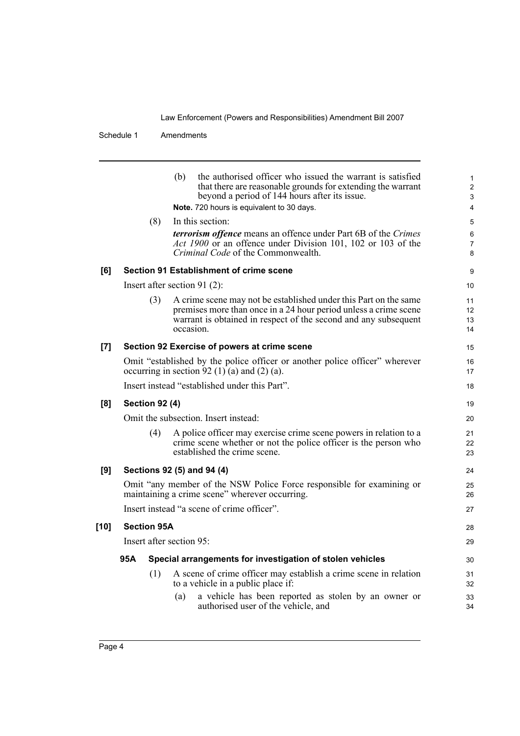(b) the authorised officer who issued the warrant is satisfied that there are reasonable grounds for extending the warrant beyond a period of 144 hours after its issue.

**Note.** 720 hours is equivalent to 30 days.

(8) In this section:

***terrorism offence*** means an offence under Part 6B of the *Crimes Act 1900* or an offence under Division 101, 102 or 103 of the *Criminal Code* of the Commonwealth.

**[6] Section 91 Establishment of crime scene**

Insert after section 91 (2):

(3) A crime scene may not be established under this Part on the same premises more than once in a 24 hour period unless a crime scene warrant is obtained in respect of the second and any subsequent occasion.

**[7] Section 92 Exercise of powers at crime scene**

Omit "established by the police officer or another police officer" wherever occurring in section 92 (1) (a) and (2) (a).

Insert instead "established under this Part".

**[8] Section 92 (4)**

Omit the subsection. Insert instead:

(4) A police officer may exercise crime scene powers in relation to a crime scene whether or not the police officer is the person who established the crime scene.

**[9] Sections 92 (5) and 94 (4)**

Omit "any member of the NSW Police Force responsible for examining or maintaining a crime scene" wherever occurring.

Insert instead "a scene of crime officer".

**[10] Section 95A**

Insert after section 95:

**95A Special arrangements for investigation of stolen vehicles**

(1) A scene of crime officer may establish a crime scene in relation to a vehicle in a public place if:

(a) a vehicle has been reported as stolen by an owner or authorised user of the vehicle, and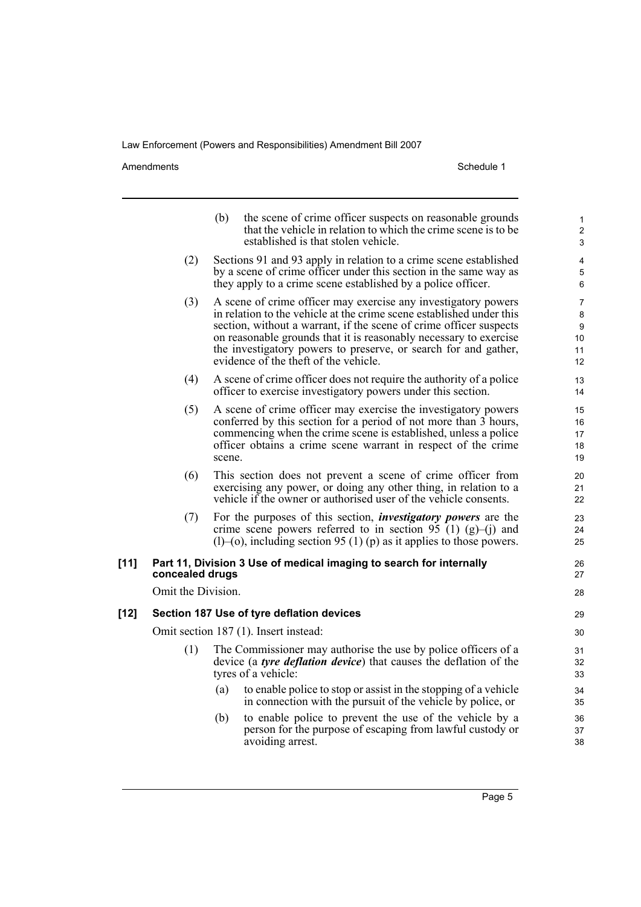(b) the scene of crime officer suspects on reasonable grounds that the vehicle in relation to which the crime scene is to be established is that stolen vehicle.

(2) Sections 91 and 93 apply in relation to a crime scene established by a scene of crime officer under this section in the same way as they apply to a crime scene established by a police officer.

(3) A scene of crime officer may exercise any investigatory powers in relation to the vehicle at the crime scene established under this section, without a warrant, if the scene of crime officer suspects on reasonable grounds that it is reasonably necessary to exercise the investigatory powers to preserve, or search for and gather, evidence of the theft of the vehicle.

(4) A scene of crime officer does not require the authority of a police officer to exercise investigatory powers under this section.

(5) A scene of crime officer may exercise the investigatory powers conferred by this section for a period of not more than 3 hours, commencing when the crime scene is established, unless a police officer obtains a crime scene warrant in respect of the crime scene.

(6) This section does not prevent a scene of crime officer from exercising any power, or doing any other thing, in relation to a vehicle if the owner or authorised user of the vehicle consents.

(7) For the purposes of this section, ***investigatory powers*** are the crime scene powers referred to in section 95 (1) (g)–(j) and (l)–(o), including section 95 (1) (p) as it applies to those powers.

**[11] Part 11, Division 3 Use of medical imaging to search for internally concealed drugs**

Omit the Division.

**[12] Section 187 Use of tyre deflation devices**

Omit section 187 (1). Insert instead:

(1) The Commissioner may authorise the use by police officers of a device (a ***tyre deflation device***) that causes the deflation of the tyres of a vehicle:

(a) to enable police to stop or assist in the stopping of a vehicle in connection with the pursuit of the vehicle by police, or

(b) to enable police to prevent the use of the vehicle by a person for the purpose of escaping from lawful custody or avoiding arrest.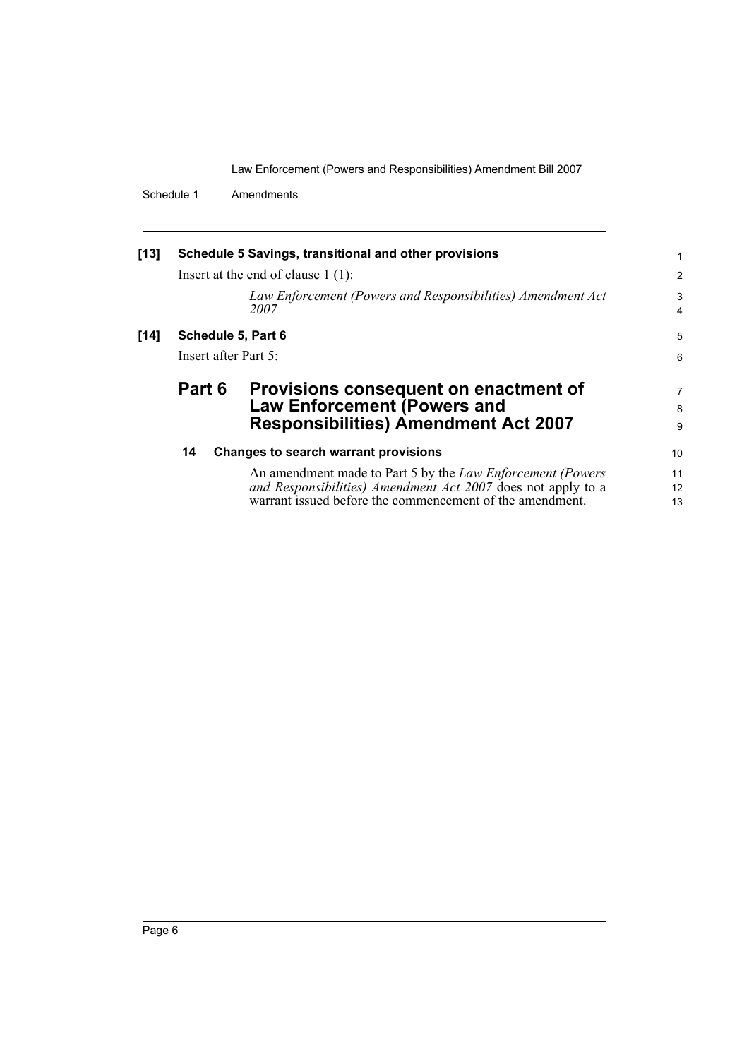**[13] Schedule 5 Savings, transitional and other provisions**

Insert at the end of clause 1 (1):

*Law Enforcement (Powers and Responsibilities) Amendment Act 2007*

**[14] Schedule 5, Part 6**

Insert after Part 5:

## Part 6 Provisions consequent on enactment of Law Enforcement (Powers and Responsibilities) Amendment Act 2007

### 14 Changes to search warrant provisions

An amendment made to Part 5 by the *Law Enforcement (Powers and Responsibilities) Amendment Act 2007* does not apply to a warrant issued before the commencement of the amendment.